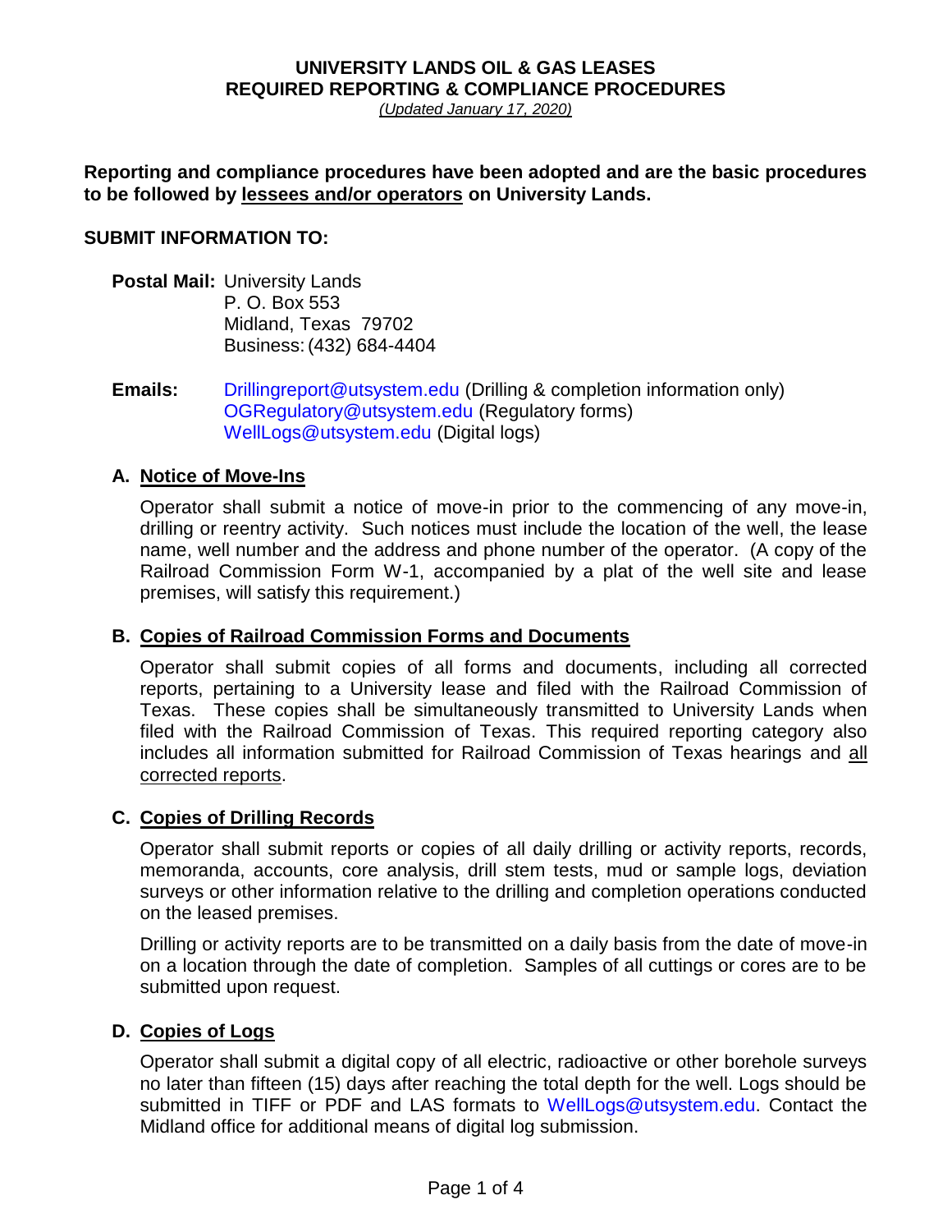# UNIVERSITY LANDS OIL & GAS LEASES
# REQUIRED REPORTING & COMPLIANCE PROCEDURES

*(Updated January 17, 2020)*

**Reporting and compliance procedures have been adopted and are the basic procedures to be followed by lessees and/or operators on University Lands.**

**SUBMIT INFORMATION TO:**

**Postal Mail:** University Lands
P. O. Box 553
Midland, Texas 79702
Business: (432) 684-4404

**Emails:** Drillingreport@utsystem.edu (Drilling & completion information only)
OGRegulatory@utsystem.edu (Regulatory forms)
WellLogs@utsystem.edu (Digital logs)

## A. Notice of Move-Ins

Operator shall submit a notice of move-in prior to the commencing of any move-in, drilling or reentry activity. Such notices must include the location of the well, the lease name, well number and the address and phone number of the operator. (A copy of the Railroad Commission Form W-1, accompanied by a plat of the well site and lease premises, will satisfy this requirement.)

## B. Copies of Railroad Commission Forms and Documents

Operator shall submit copies of all forms and documents, including all corrected reports, pertaining to a University lease and filed with the Railroad Commission of Texas. These copies shall be simultaneously transmitted to University Lands when filed with the Railroad Commission of Texas. This required reporting category also includes all information submitted for Railroad Commission of Texas hearings and all corrected reports.

## C. Copies of Drilling Records

Operator shall submit reports or copies of all daily drilling or activity reports, records, memoranda, accounts, core analysis, drill stem tests, mud or sample logs, deviation surveys or other information relative to the drilling and completion operations conducted on the leased premises.

Drilling or activity reports are to be transmitted on a daily basis from the date of move-in on a location through the date of completion. Samples of all cuttings or cores are to be submitted upon request.

## D. Copies of Logs

Operator shall submit a digital copy of all electric, radioactive or other borehole surveys no later than fifteen (15) days after reaching the total depth for the well. Logs should be submitted in TIFF or PDF and LAS formats to WellLogs@utsystem.edu. Contact the Midland office for additional means of digital log submission.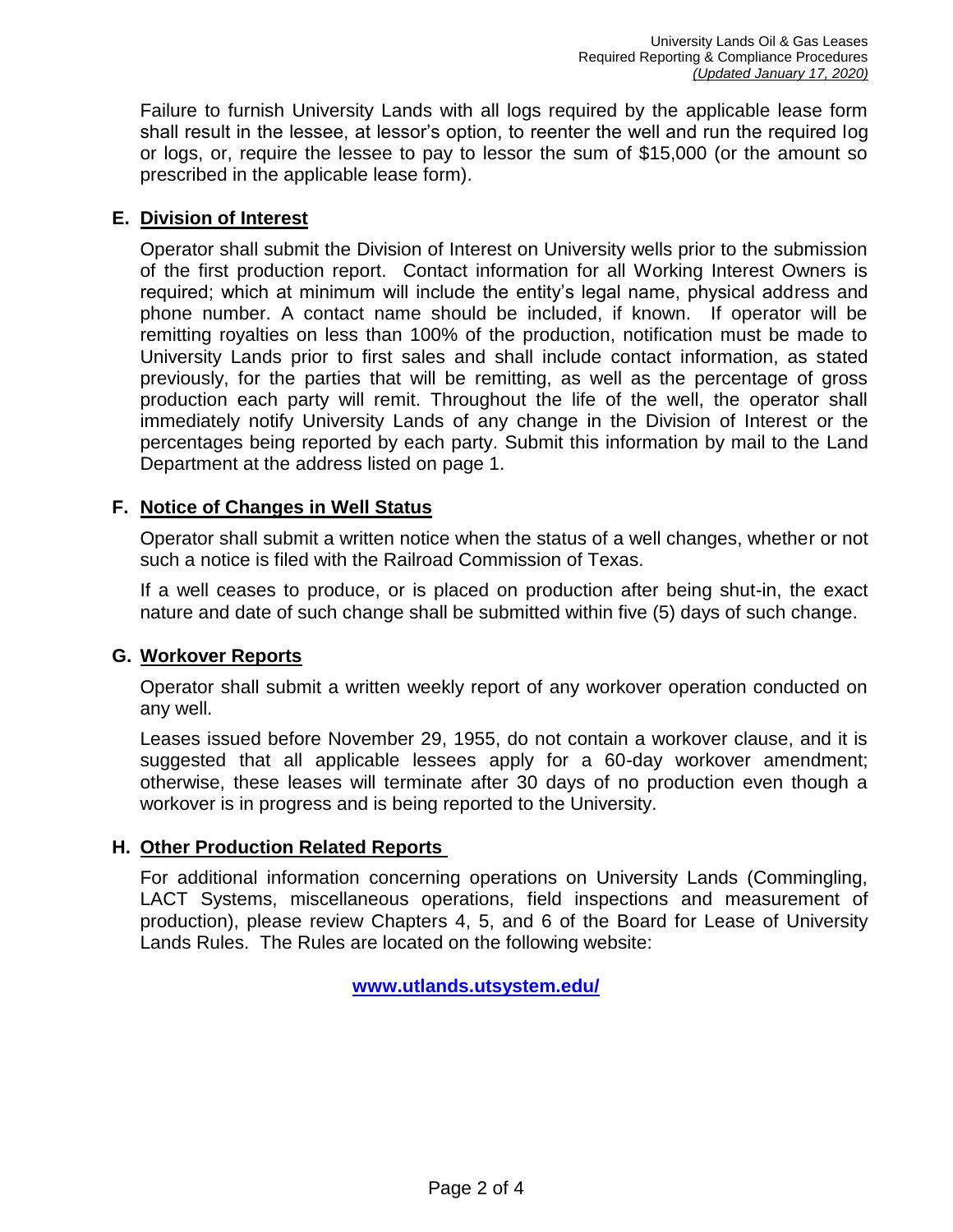Failure to furnish University Lands with all logs required by the applicable lease form shall result in the lessee, at lessor's option, to reenter the well and run the required log or logs, or, require the lessee to pay to lessor the sum of $15,000 (or the amount so prescribed in the applicable lease form).

## E. Division of Interest

Operator shall submit the Division of Interest on University wells prior to the submission of the first production report. Contact information for all Working Interest Owners is required; which at minimum will include the entity's legal name, physical address and phone number. A contact name should be included, if known. If operator will be remitting royalties on less than 100% of the production, notification must be made to University Lands prior to first sales and shall include contact information, as stated previously, for the parties that will be remitting, as well as the percentage of gross production each party will remit. Throughout the life of the well, the operator shall immediately notify University Lands of any change in the Division of Interest or the percentages being reported by each party. Submit this information by mail to the Land Department at the address listed on page 1.

## F. Notice of Changes in Well Status

Operator shall submit a written notice when the status of a well changes, whether or not such a notice is filed with the Railroad Commission of Texas.

If a well ceases to produce, or is placed on production after being shut-in, the exact nature and date of such change shall be submitted within five (5) days of such change.

## G. Workover Reports

Operator shall submit a written weekly report of any workover operation conducted on any well.

Leases issued before November 29, 1955, do not contain a workover clause, and it is suggested that all applicable lessees apply for a 60-day workover amendment; otherwise, these leases will terminate after 30 days of no production even though a workover is in progress and is being reported to the University.

## H. Other Production Related Reports

For additional information concerning operations on University Lands (Commingling, LACT Systems, miscellaneous operations, field inspections and measurement of production), please review Chapters 4, 5, and 6 of the Board for Lease of University Lands Rules. The Rules are located on the following website:

**[www.utlands.utsystem.edu/](http://www.utlands.utsystem.edu/)**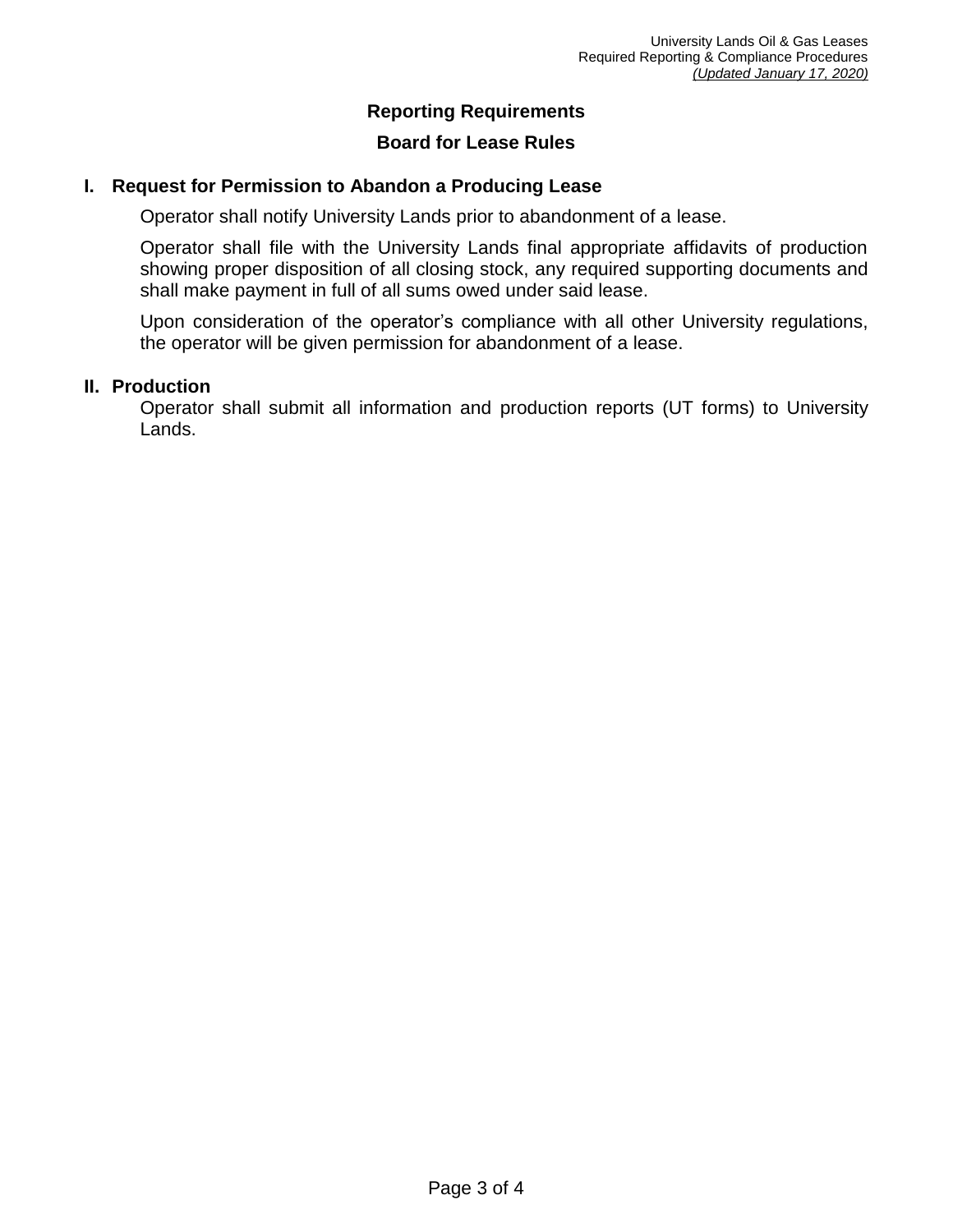## Reporting Requirements

## Board for Lease Rules

### I. Request for Permission to Abandon a Producing Lease

Operator shall notify University Lands prior to abandonment of a lease.

Operator shall file with the University Lands final appropriate affidavits of production showing proper disposition of all closing stock, any required supporting documents and shall make payment in full of all sums owed under said lease.

Upon consideration of the operator's compliance with all other University regulations, the operator will be given permission for abandonment of a lease.

### II. Production

Operator shall submit all information and production reports (UT forms) to University Lands.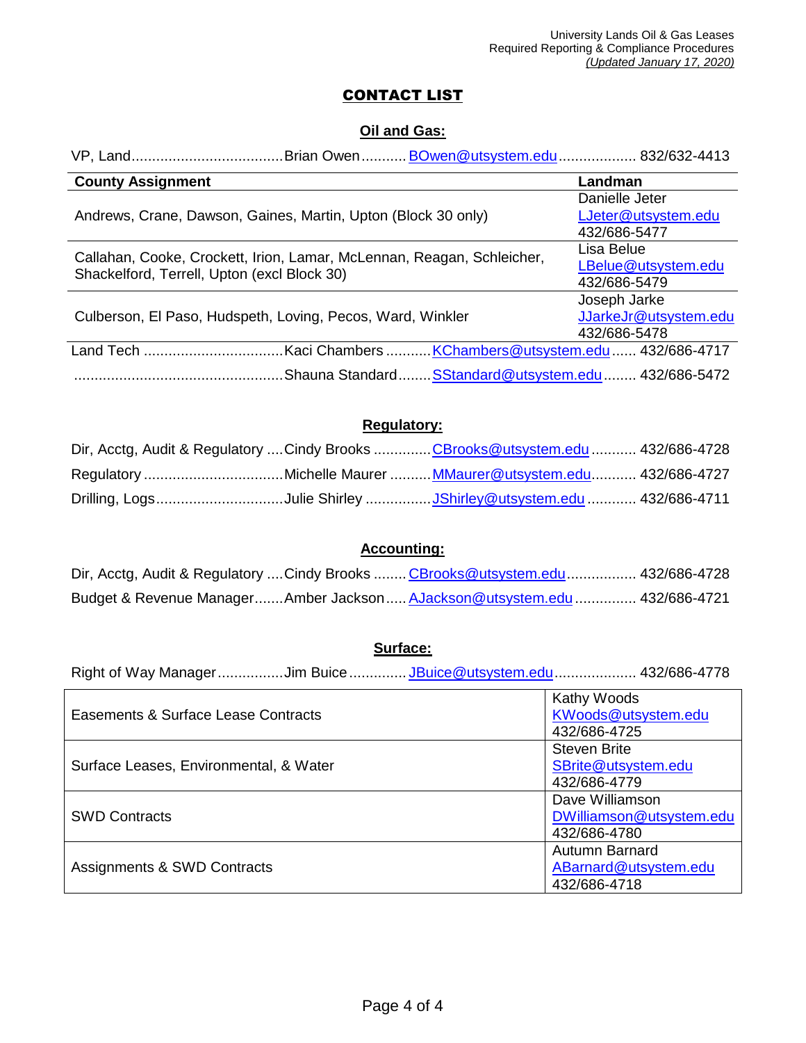# CONTACT LIST

## Oil and Gas:

VP, Land.....................................Brian Owen........... BOwen@utsystem.edu................... 832/632-4413

| County Assignment | Landman |
|---|---|
| Andrews, Crane, Dawson, Gaines, Martin, Upton (Block 30 only) | Danielle Jeter<br>LJeter@utsystem.edu<br>432/686-5477 |
| Callahan, Cooke, Crockett, Irion, Lamar, McLennan, Reagan, Schleicher, Shackelford, Terrell, Upton (excl Block 30) | Lisa Belue<br>LBelue@utsystem.edu<br>432/686-5479 |
| Culberson, El Paso, Hudspeth, Loving, Pecos, Ward, Winkler | Joseph Jarke<br>JJarkeJr@utsystem.edu<br>432/686-5478 |

Land Tech ..................................Kaci Chambers ........... KChambers@utsystem.edu...... 432/686-4717

..................................................Shauna Standard........ SStandard@utsystem.edu........ 432/686-5472

## Regulatory:

Dir, Acctg, Audit & Regulatory ....Cindy Brooks ............. CBrooks@utsystem.edu........... 432/686-4728

Regulatory ..................................Michelle Maurer .......... MMaurer@utsystem.edu........... 432/686-4727

Drilling, Logs...............................Julie Shirley ................ JShirley@utsystem.edu............ 432/686-4711

## Accounting:

Dir, Acctg, Audit & Regulatory ....Cindy Brooks ........ CBrooks@utsystem.edu................. 432/686-4728

Budget & Revenue Manager.......Amber Jackson..... AJackson@utsystem.edu............... 432/686-4721

## Surface:

Right of Way Manager................Jim Buice.............. JBuice@utsystem.edu.................... 432/686-4778

| | |
|---|---|
| Easements & Surface Lease Contracts | Kathy Woods<br>KWoods@utsystem.edu<br>432/686-4725 |
| Surface Leases, Environmental, & Water | Steven Brite<br>SBrite@utsystem.edu<br>432/686-4779 |
| SWD Contracts | Dave Williamson<br>DWilliamson@utsystem.edu<br>432/686-4780 |
| Assignments & SWD Contracts | Autumn Barnard<br>ABarnard@utsystem.edu<br>432/686-4718 |